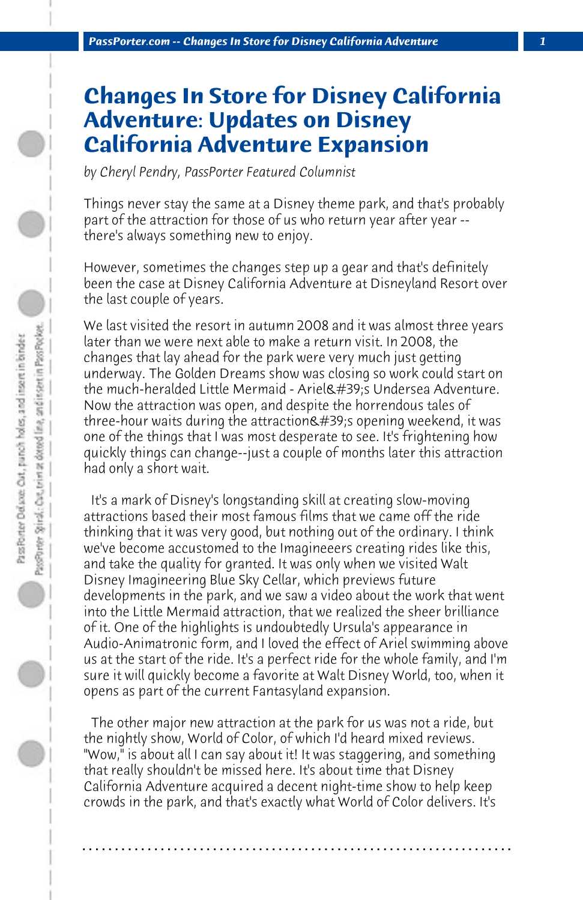# Changes In Store for Disney California Adventure: Updates on Disney California Adventure Expansion

*by Cheryl Pendry, PassPorter Featured Columnist*

Things never stay the same at a Disney theme park, and that's probably part of the attraction for those of us who return year after year -- there's always something new to enjoy.

However, sometimes the changes step up a gear and that's definitely been the case at Disney California Adventure at Disneyland Resort over the last couple of years.

We last visited the resort in autumn 2008 and it was almost three years later than we were next able to make a return visit. In 2008, the changes that lay ahead for the park were very much just getting underway. The Golden Dreams show was closing so work could start on the much-heralded Little Mermaid - Ariel&#39;s Undersea Adventure. Now the attraction was open, and despite the horrendous tales of three-hour waits during the attraction&#39;s opening weekend, it was one of the things that I was most desperate to see. It's frightening how quickly things can change--just a couple of months later this attraction had only a short wait.

It's a mark of Disney's longstanding skill at creating slow-moving attractions based their most famous films that we came off the ride thinking that it was very good, but nothing out of the ordinary. I think we've become accustomed to the Imagineers creating rides like this, and take the quality for granted. It was only when we visited Walt Disney Imagineering Blue Sky Cellar, which previews future developments in the park, and we saw a video about the work that went into the Little Mermaid attraction, that we realized the sheer brilliance of it. One of the highlights is undoubtedly Ursula's appearance in Audio-Animatronic form, and I loved the effect of Ariel swimming above us at the start of the ride. It's a perfect ride for the whole family, and I'm sure it will quickly become a favorite at Walt Disney World, too, when it opens as part of the current Fantasyland expansion.

The other major new attraction at the park for us was not a ride, but the nightly show, World of Color, of which I'd heard mixed reviews. "Wow," is about all I can say about it! It was staggering, and something that really shouldn't be missed here. It's about time that Disney California Adventure acquired a decent night-time show to help keep crowds in the park, and that's exactly what World of Color delivers. It's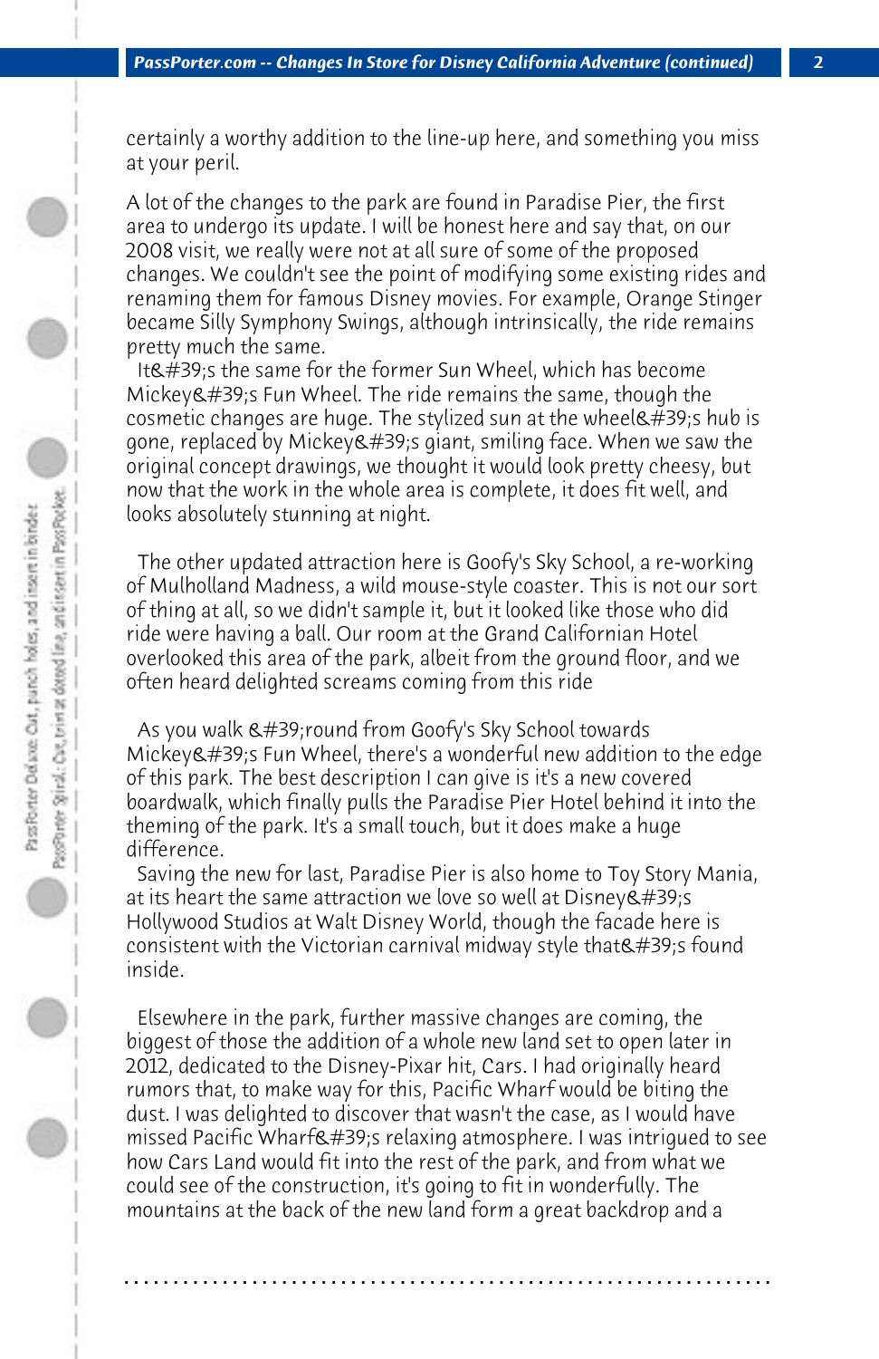certainly a worthy addition to the line-up here, and something you miss at your peril.

A lot of the changes to the park are found in Paradise Pier, the first area to undergo its update. I will be honest here and say that, on our 2008 visit, we really were not at all sure of some of the proposed changes. We couldn't see the point of modifying some existing rides and renaming them for famous Disney movies. For example, Orange Stinger became Silly Symphony Swings, although intrinsically, the ride remains pretty much the same.

It&#39;s the same for the former Sun Wheel, which has become Mickey&#39;s Fun Wheel. The ride remains the same, though the cosmetic changes are huge. The stylized sun at the wheel&#39;s hub is gone, replaced by Mickey&#39;s giant, smiling face. When we saw the original concept drawings, we thought it would look pretty cheesy, but now that the work in the whole area is complete, it does fit well, and looks absolutely stunning at night.

The other updated attraction here is Goofy's Sky School, a re-working of Mulholland Madness, a wild mouse-style coaster. This is not our sort of thing at all, so we didn't sample it, but it looked like those who did ride were having a ball. Our room at the Grand Californian Hotel overlooked this area of the park, albeit from the ground floor, and we often heard delighted screams coming from this ride

As you walk &#39;round from Goofy's Sky School towards Mickey&#39;s Fun Wheel, there's a wonderful new addition to the edge of this park. The best description I can give is it's a new covered boardwalk, which finally pulls the Paradise Pier Hotel behind it into the theming of the park. It's a small touch, but it does make a huge difference.

Saving the new for last, Paradise Pier is also home to Toy Story Mania, at its heart the same attraction we love so well at Disney&#39;s Hollywood Studios at Walt Disney World, though the facade here is consistent with the Victorian carnival midway style that&#39;s found inside.

Elsewhere in the park, further massive changes are coming, the biggest of those the addition of a whole new land set to open later in 2012, dedicated to the Disney-Pixar hit, Cars. I had originally heard rumors that, to make way for this, Pacific Wharf would be biting the dust. I was delighted to discover that wasn't the case, as I would have missed Pacific Wharf&#39;s relaxing atmosphere. I was intrigued to see how Cars Land would fit into the rest of the park, and from what we could see of the construction, it's going to fit in wonderfully. The mountains at the back of the new land form a great backdrop and a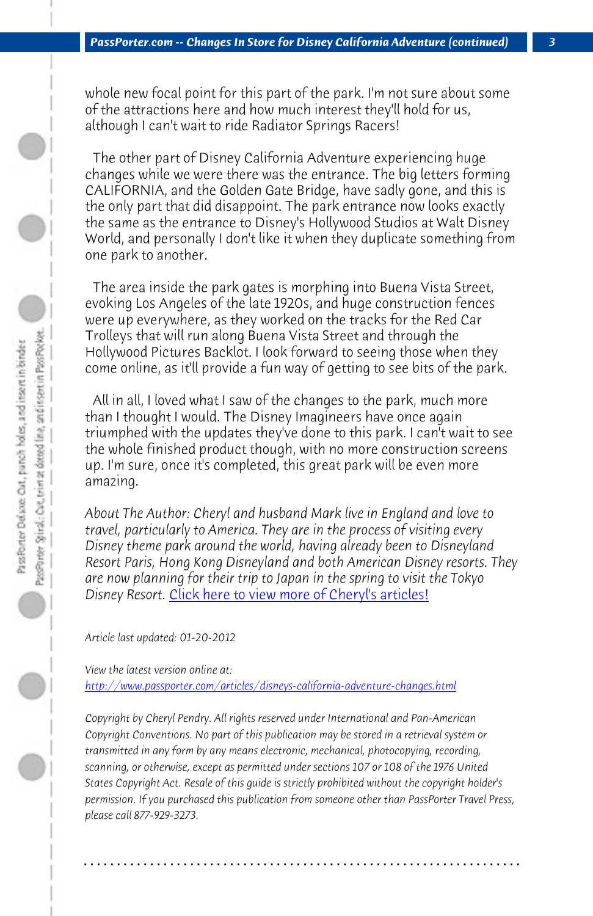whole new focal point for this part of the park. I'm not sure about some of the attractions here and how much interest they'll hold for us, although I can't wait to ride Radiator Springs Racers!

The other part of Disney California Adventure experiencing huge changes while we were there was the entrance. The big letters forming CALIFORNIA, and the Golden Gate Bridge, have sadly gone, and this is the only part that did disappoint. The park entrance now looks exactly the same as the entrance to Disney's Hollywood Studios at Walt Disney World, and personally I don't like it when they duplicate something from one park to another.

The area inside the park gates is morphing into Buena Vista Street, evoking Los Angeles of the late 1920s, and huge construction fences were up everywhere, as they worked on the tracks for the Red Car Trolleys that will run along Buena Vista Street and through the Hollywood Pictures Backlot. I look forward to seeing those when they come online, as it'll provide a fun way of getting to see bits of the park.

All in all, I loved what I saw of the changes to the park, much more than I thought I would. The Disney Imagineers have once again triumphed with the updates they've done to this park. I can't wait to see the whole finished product though, with no more construction screens up. I'm sure, once it's completed, this great park will be even more amazing.

*About The Author: Cheryl and husband Mark live in England and love to travel, particularly to America. They are in the process of visiting every Disney theme park around the world, having already been to Disneyland Resort Paris, Hong Kong Disneyland and both American Disney resorts. They are now planning for their trip to Japan in the spring to visit the Tokyo Disney Resort.* Click here to view more of Cheryl's articles!

*Article last updated: 01-20-2012*

*View the latest version online at:*
*http://www.passporter.com/articles/disneys-california-adventure-changes.html*

*Copyright by Cheryl Pendry. All rights reserved under International and Pan-American Copyright Conventions. No part of this publication may be stored in a retrieval system or transmitted in any form by any means electronic, mechanical, photocopying, recording, scanning, or otherwise, except as permitted under sections 107 or 108 of the 1976 United States Copyright Act. Resale of this guide is strictly prohibited without the copyright holder's permission. If you purchased this publication from someone other than PassPorter Travel Press, please call 877-929-3273.*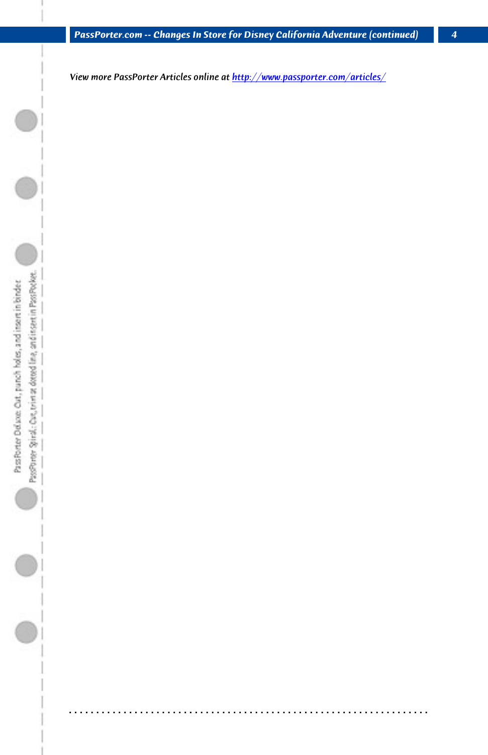*View more PassPorter Articles online at [http://www.passporter.com/articles/](http://www.passporter.com/articles/)*